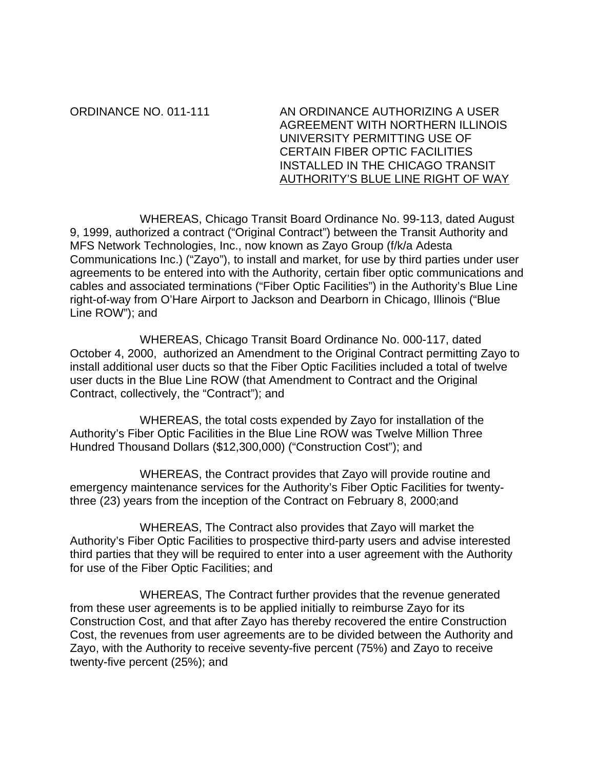ORDINANCE NO. 011-111

**AN ORDINANCE AUTHORIZING A USER AGREEMENT WITH NORTHERN ILLINOIS UNIVERSITY PERMITTING USE OF CERTAIN FIBER OPTIC FACILITIES INSTALLED IN THE CHICAGO TRANSIT AUTHORITY'S BLUE LINE RIGHT OF WAY**

WHEREAS, Chicago Transit Board Ordinance No. 99-113, dated August 9, 1999, authorized a contract ("Original Contract") between the Transit Authority and MFS Network Technologies, Inc., now known as Zayo Group (f/k/a Adesta Communications Inc.) ("Zayo"), to install and market, for use by third parties under user agreements to be entered into with the Authority, certain fiber optic communications and cables and associated terminations ("Fiber Optic Facilities") in the Authority's Blue Line right-of-way from O'Hare Airport to Jackson and Dearborn in Chicago, Illinois ("Blue Line ROW"); and

WHEREAS, Chicago Transit Board Ordinance No. 000-117, dated October 4, 2000, authorized an Amendment to the Original Contract permitting Zayo to install additional user ducts so that the Fiber Optic Facilities included a total of twelve user ducts in the Blue Line ROW (that Amendment to Contract and the Original Contract, collectively, the "Contract"); and

WHEREAS, the total costs expended by Zayo for installation of the Authority's Fiber Optic Facilities in the Blue Line ROW was Twelve Million Three Hundred Thousand Dollars ($12,300,000) ("Construction Cost"); and

WHEREAS, the Contract provides that Zayo will provide routine and emergency maintenance services for the Authority's Fiber Optic Facilities for twenty-three (23) years from the inception of the Contract on February 8, 2000;and

WHEREAS, The Contract also provides that Zayo will market the Authority's Fiber Optic Facilities to prospective third-party users and advise interested third parties that they will be required to enter into a user agreement with the Authority for use of the Fiber Optic Facilities; and

WHEREAS, The Contract further provides that the revenue generated from these user agreements is to be applied initially to reimburse Zayo for its Construction Cost, and that after Zayo has thereby recovered the entire Construction Cost, the revenues from user agreements are to be divided between the Authority and Zayo, with the Authority to receive seventy-five percent (75%) and Zayo to receive twenty-five percent (25%); and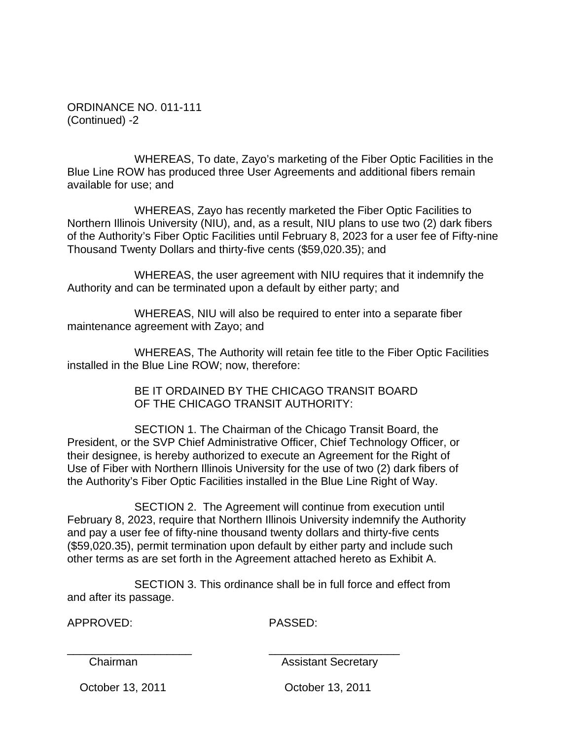ORDINANCE NO. 011-111
(Continued) -2

WHEREAS, To date, Zayo's marketing of the Fiber Optic Facilities in the Blue Line ROW has produced three User Agreements and additional fibers remain available for use; and

WHEREAS, Zayo has recently marketed the Fiber Optic Facilities to Northern Illinois University (NIU), and, as a result, NIU plans to use two (2) dark fibers of the Authority's Fiber Optic Facilities until February 8, 2023 for a user fee of Fifty-nine Thousand Twenty Dollars and thirty-five cents ($59,020.35); and

WHEREAS, the user agreement with NIU requires that it indemnify the Authority and can be terminated upon a default by either party; and

WHEREAS, NIU will also be required to enter into a separate fiber maintenance agreement with Zayo; and

WHEREAS, The Authority will retain fee title to the Fiber Optic Facilities installed in the Blue Line ROW; now, therefore:

BE IT ORDAINED BY THE CHICAGO TRANSIT BOARD
OF THE CHICAGO TRANSIT AUTHORITY:

SECTION 1. The Chairman of the Chicago Transit Board, the President, or the SVP Chief Administrative Officer, Chief Technology Officer, or their designee, is hereby authorized to execute an Agreement for the Right of Use of Fiber with Northern Illinois University for the use of two (2) dark fibers of the Authority's Fiber Optic Facilities installed in the Blue Line Right of Way.

SECTION 2. The Agreement will continue from execution until February 8, 2023, require that Northern Illinois University indemnify the Authority and pay a user fee of fifty-nine thousand twenty dollars and thirty-five cents ($59,020.35), permit termination upon default by either party and include such other terms as are set forth in the Agreement attached hereto as Exhibit A.

SECTION 3. This ordinance shall be in full force and effect from and after its passage.

APPROVED: PASSED:

____________________ ____________________
Chairman Assistant Secretary

October 13, 2011 October 13, 2011